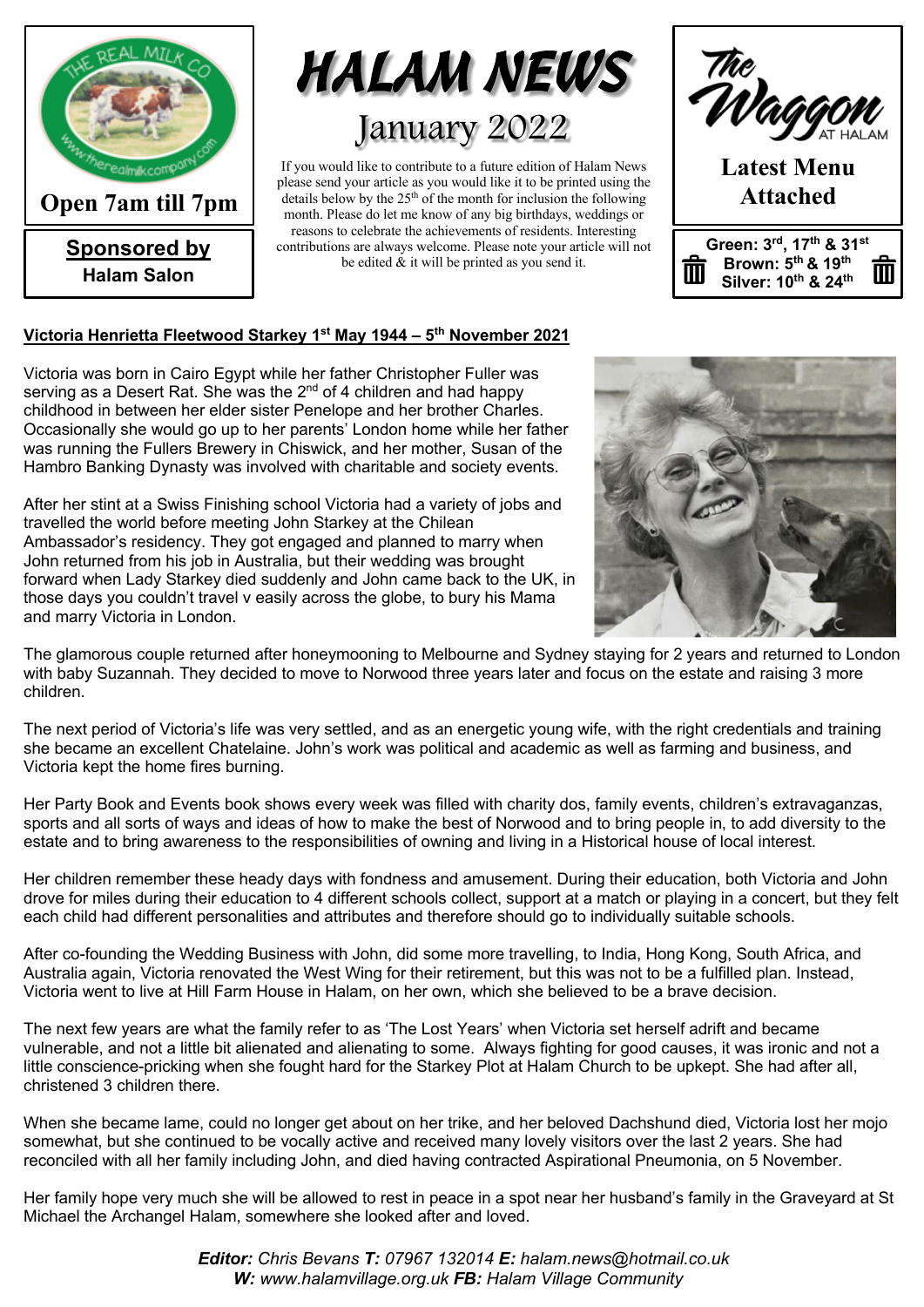THE REAL MILK CO
www.therealmilkcompany.com

**Open 7am till 7pm**

**Sponsored by**
**Halam Salon**

# HALAM NEWS

## January 2022

If you would like to contribute to a future edition of Halam News please send your article as you would like it to be printed using the details below by the 25th of the month for inclusion the following month. Please do let me know of any big birthdays, weddings or reasons to celebrate the achievements of residents. Interesting contributions are always welcome. Please note your article will not be edited & it will be printed as you send it.

The Waggon AT HALAM

**Latest Menu Attached**

**Green: 3rd, 17th & 31st**
**Brown: 5th & 19th**
**Silver: 10th & 24th**

### Victoria Henrietta Fleetwood Starkey 1st May 1944 – 5th November 2021

Victoria was born in Cairo Egypt while her father Christopher Fuller was serving as a Desert Rat. She was the 2nd of 4 children and had happy childhood in between her elder sister Penelope and her brother Charles. Occasionally she would go up to her parents' London home while her father was running the Fullers Brewery in Chiswick, and her mother, Susan of the Hambro Banking Dynasty was involved with charitable and society events.

After her stint at a Swiss Finishing school Victoria had a variety of jobs and travelled the world before meeting John Starkey at the Chilean Ambassador's residency. They got engaged and planned to marry when John returned from his job in Australia, but their wedding was brought forward when Lady Starkey died suddenly and John came back to the UK, in those days you couldn't travel v easily across the globe, to bury his Mama and marry Victoria in London.

The glamorous couple returned after honeymooning to Melbourne and Sydney staying for 2 years and returned to London with baby Suzannah. They decided to move to Norwood three years later and focus on the estate and raising 3 more children.

The next period of Victoria's life was very settled, and as an energetic young wife, with the right credentials and training she became an excellent Chatelaine. John's work was political and academic as well as farming and business, and Victoria kept the home fires burning.

Her Party Book and Events book shows every week was filled with charity dos, family events, children's extravaganzas, sports and all sorts of ways and ideas of how to make the best of Norwood and to bring people in, to add diversity to the estate and to bring awareness to the responsibilities of owning and living in a Historical house of local interest.

Her children remember these heady days with fondness and amusement. During their education, both Victoria and John drove for miles during their education to 4 different schools collect, support at a match or playing in a concert, but they felt each child had different personalities and attributes and therefore should go to individually suitable schools.

After co-founding the Wedding Business with John, did some more travelling, to India, Hong Kong, South Africa, and Australia again, Victoria renovated the West Wing for their retirement, but this was not to be a fulfilled plan. Instead, Victoria went to live at Hill Farm House in Halam, on her own, which she believed to be a brave decision.

The next few years are what the family refer to as 'The Lost Years' when Victoria set herself adrift and became vulnerable, and not a little bit alienated and alienating to some. Always fighting for good causes, it was ironic and not a little conscience-pricking when she fought hard for the Starkey Plot at Halam Church to be upkept. She had after all, christened 3 children there.

When she became lame, could no longer get about on her trike, and her beloved Dachshund died, Victoria lost her mojo somewhat, but she continued to be vocally active and received many lovely visitors over the last 2 years. She had reconciled with all her family including John, and died having contracted Aspirational Pneumonia, on 5 November.

Her family hope very much she will be allowed to rest in peace in a spot near her husband's family in the Graveyard at St Michael the Archangel Halam, somewhere she looked after and loved.

***Editor:*** *Chris Bevans* ***T:*** *07967 132014* ***E:*** *halam.news@hotmail.co.uk*
***W:*** *www.halamvillage.org.uk* ***FB:*** *Halam Village Community*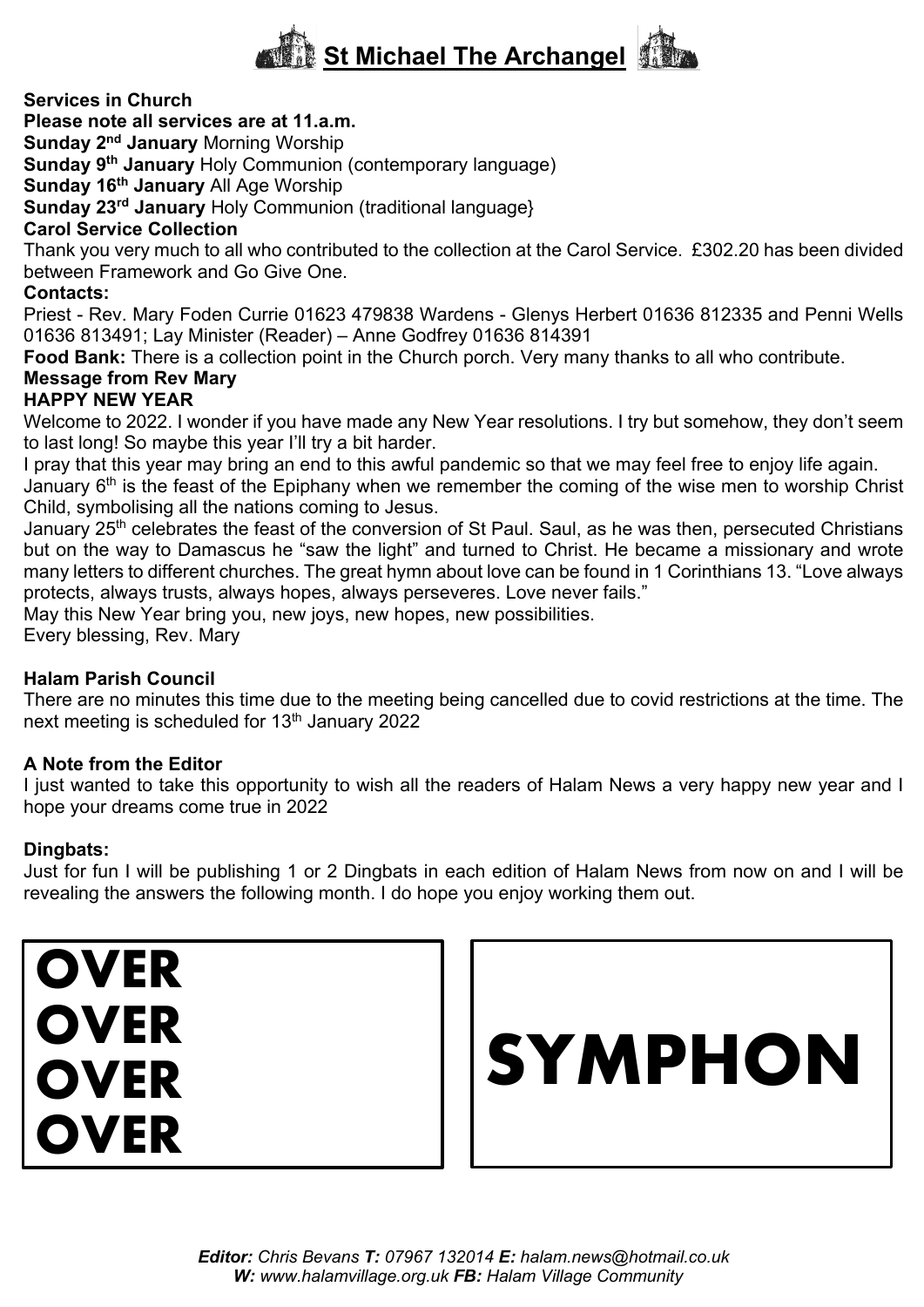## St Michael The Archangel

**Services in Church**

**Please note all services are at 11.a.m.**

**Sunday 2nd January** Morning Worship

**Sunday 9th January** Holy Communion (contemporary language)

**Sunday 16th January** All Age Worship

**Sunday 23rd January** Holy Communion (traditional language}

**Carol Service Collection**

Thank you very much to all who contributed to the collection at the Carol Service. £302.20 has been divided between Framework and Go Give One.

**Contacts:**

Priest - Rev. Mary Foden Currie 01623 479838 Wardens - Glenys Herbert 01636 812335 and Penni Wells 01636 813491; Lay Minister (Reader) – Anne Godfrey 01636 814391

**Food Bank:** There is a collection point in the Church porch. Very many thanks to all who contribute.

**Message from Rev Mary**

**HAPPY NEW YEAR**

Welcome to 2022. I wonder if you have made any New Year resolutions. I try but somehow, they don't seem to last long! So maybe this year I'll try a bit harder.

I pray that this year may bring an end to this awful pandemic so that we may feel free to enjoy life again.

January 6th is the feast of the Epiphany when we remember the coming of the wise men to worship Christ Child, symbolising all the nations coming to Jesus.

January 25th celebrates the feast of the conversion of St Paul. Saul, as he was then, persecuted Christians but on the way to Damascus he "saw the light" and turned to Christ. He became a missionary and wrote many letters to different churches. The great hymn about love can be found in 1 Corinthians 13. "Love always protects, always trusts, always hopes, always perseveres. Love never fails."

May this New Year bring you, new joys, new hopes, new possibilities.

Every blessing, Rev. Mary

**Halam Parish Council**

There are no minutes this time due to the meeting being cancelled due to covid restrictions at the time. The next meeting is scheduled for 13th January 2022

**A Note from the Editor**

I just wanted to take this opportunity to wish all the readers of Halam News a very happy new year and I hope your dreams come true in 2022

**Dingbats:**

Just for fun I will be publishing 1 or 2 Dingbats in each edition of Halam News from now on and I will be revealing the answers the following month. I do hope you enjoy working them out.

**OVER**
**OVER**
**OVER**
**OVER**

**SYMPHON**

***Editor:*** *Chris Bevans* ***T:*** *07967 132014* ***E:*** *halam.news@hotmail.co.uk*
***W:*** *www.halamvillage.org.uk* ***FB:*** *Halam Village Community*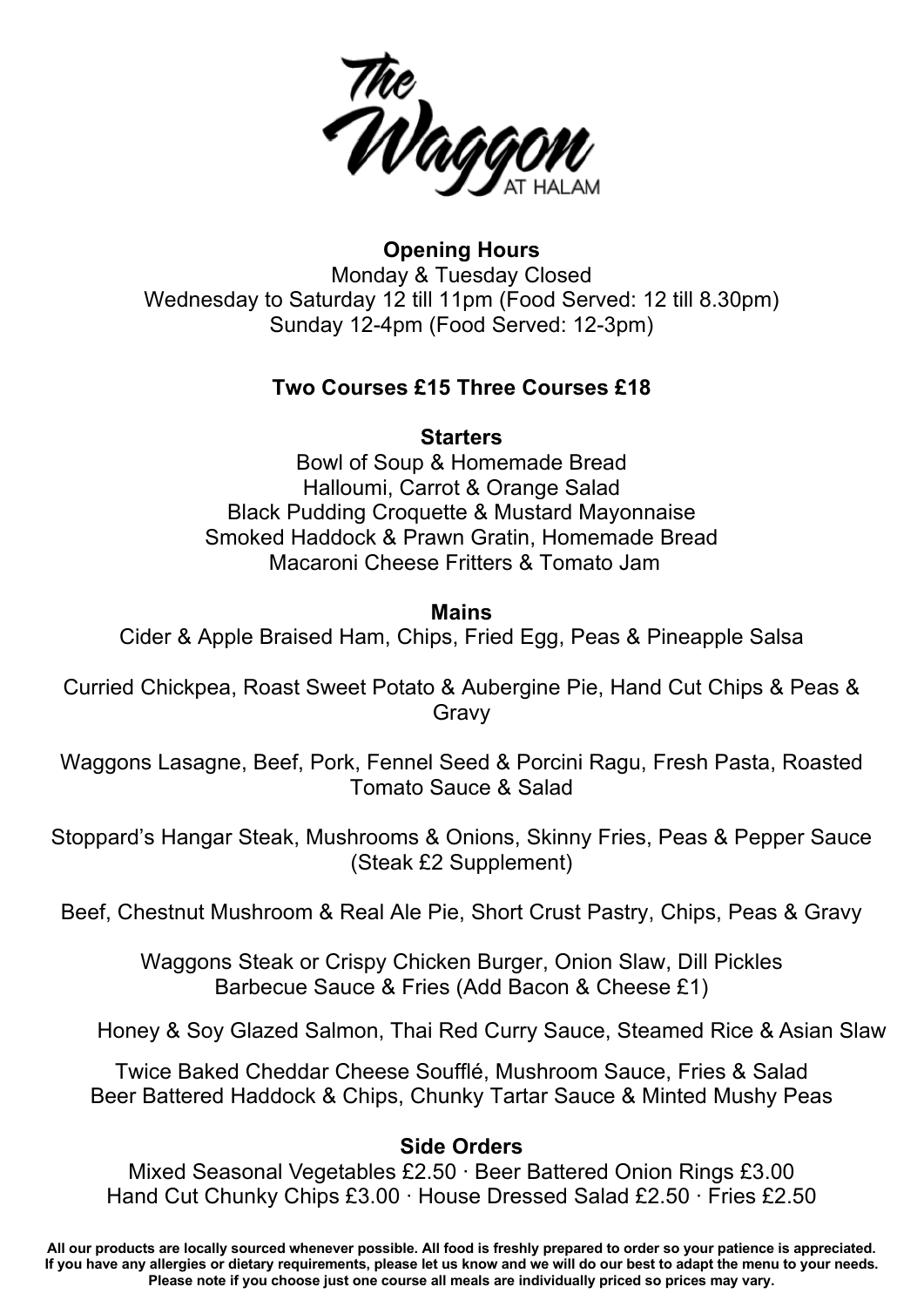# The Waggon AT HALAM

**Opening Hours**
Monday & Tuesday Closed
Wednesday to Saturday 12 till 11pm (Food Served: 12 till 8.30pm)
Sunday 12-4pm (Food Served: 12-3pm)

**Two Courses £15 Three Courses £18**

## Starters

Bowl of Soup & Homemade Bread
Halloumi, Carrot & Orange Salad
Black Pudding Croquette & Mustard Mayonnaise
Smoked Haddock & Prawn Gratin, Homemade Bread
Macaroni Cheese Fritters & Tomato Jam

## Mains

Cider & Apple Braised Ham, Chips, Fried Egg, Peas & Pineapple Salsa

Curried Chickpea, Roast Sweet Potato & Aubergine Pie, Hand Cut Chips & Peas & Gravy

Waggons Lasagne, Beef, Pork, Fennel Seed & Porcini Ragu, Fresh Pasta, Roasted Tomato Sauce & Salad

Stoppard's Hangar Steak, Mushrooms & Onions, Skinny Fries, Peas & Pepper Sauce (Steak £2 Supplement)

Beef, Chestnut Mushroom & Real Ale Pie, Short Crust Pastry, Chips, Peas & Gravy

Waggons Steak or Crispy Chicken Burger, Onion Slaw, Dill Pickles
Barbecue Sauce & Fries (Add Bacon & Cheese £1)

Honey & Soy Glazed Salmon, Thai Red Curry Sauce, Steamed Rice & Asian Slaw

Twice Baked Cheddar Cheese Soufflé, Mushroom Sauce, Fries & Salad
Beer Battered Haddock & Chips, Chunky Tartar Sauce & Minted Mushy Peas

## Side Orders

Mixed Seasonal Vegetables £2.50 · Beer Battered Onion Rings £3.00
Hand Cut Chunky Chips £3.00 · House Dressed Salad £2.50 · Fries £2.50

**All our products are locally sourced whenever possible. All food is freshly prepared to order so your patience is appreciated. If you have any allergies or dietary requirements, please let us know and we will do our best to adapt the menu to your needs. Please note if you choose just one course all meals are individually priced so prices may vary.**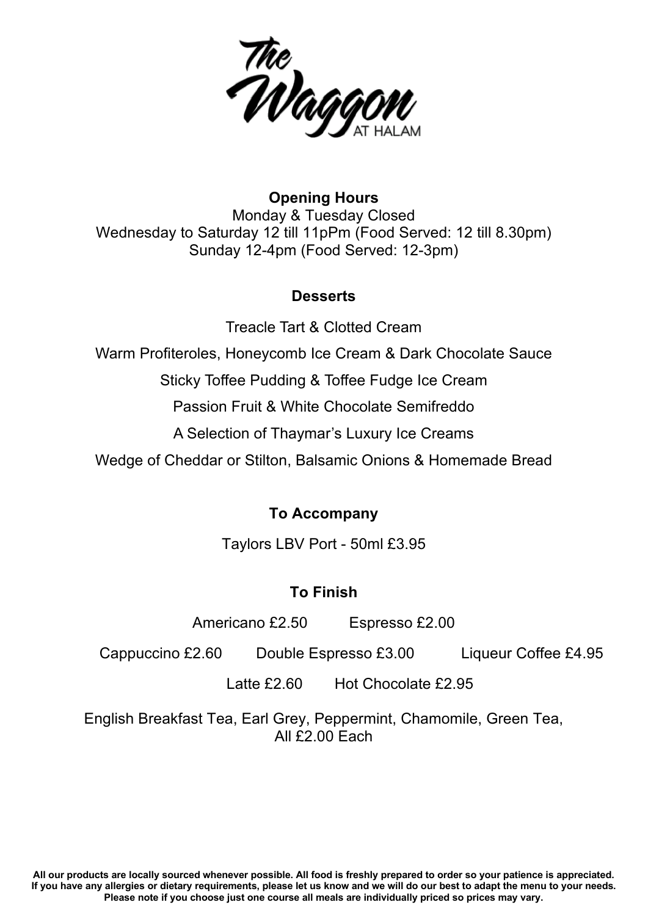# The Waggon AT HALAM

**Opening Hours**

Monday & Tuesday Closed

Wednesday to Saturday 12 till 11pPm (Food Served: 12 till 8.30pm)

Sunday 12-4pm (Food Served: 12-3pm)

## Desserts

Treacle Tart & Clotted Cream

Warm Profiteroles, Honeycomb Ice Cream & Dark Chocolate Sauce

Sticky Toffee Pudding & Toffee Fudge Ice Cream

Passion Fruit & White Chocolate Semifreddo

A Selection of Thaymar's Luxury Ice Creams

Wedge of Cheddar or Stilton, Balsamic Onions & Homemade Bread

## To Accompany

Taylors LBV Port - 50ml £3.95

## To Finish

Americano £2.50 Espresso £2.00

Cappuccino £2.60 Double Espresso £3.00 Liqueur Coffee £4.95

Latte £2.60 Hot Chocolate £2.95

English Breakfast Tea, Earl Grey, Peppermint, Chamomile, Green Tea, All £2.00 Each

**All our products are locally sourced whenever possible. All food is freshly prepared to order so your patience is appreciated. If you have any allergies or dietary requirements, please let us know and we will do our best to adapt the menu to your needs. Please note if you choose just one course all meals are individually priced so prices may vary.**